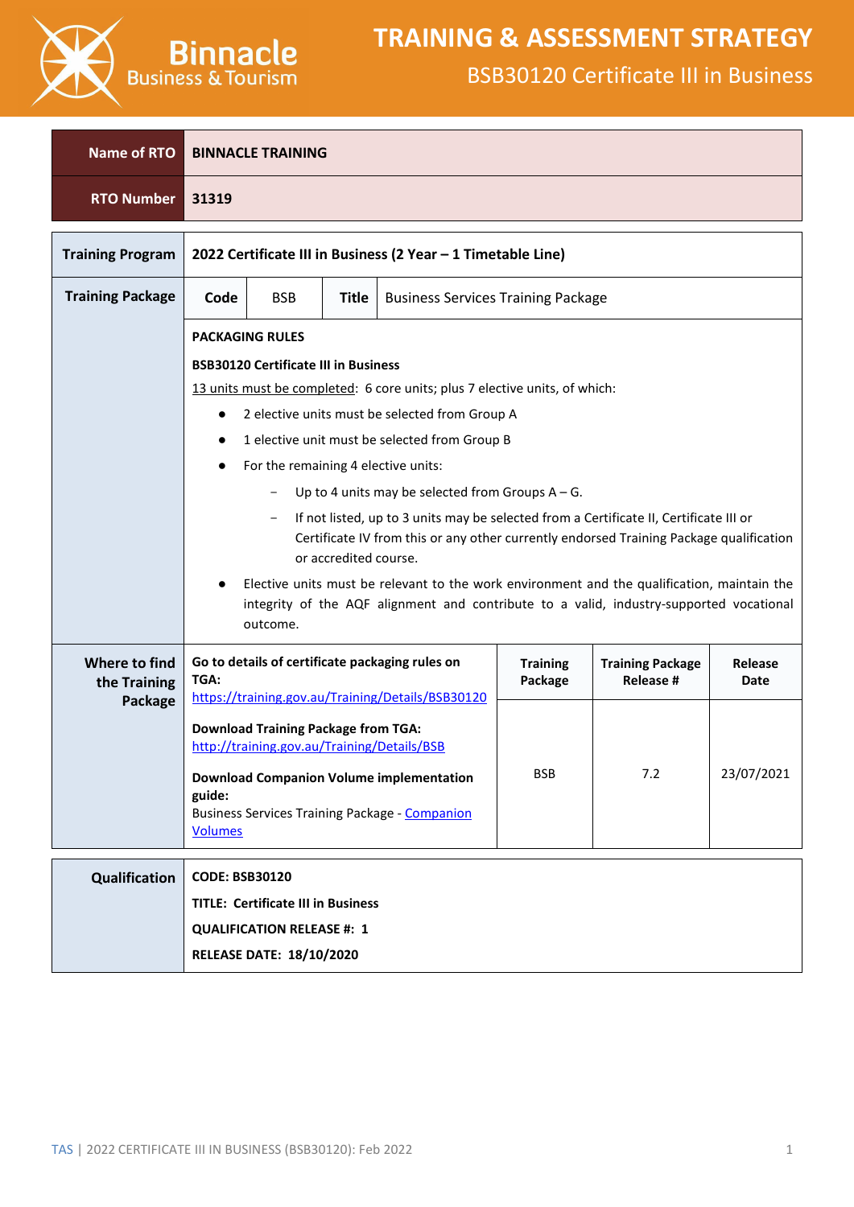# TRAINING & ASSESSMENT STRATEGY

## BSB30120 Certificate III in Business

Binnacle Business & Tourism

| Name of RTO | BINNACLE TRAINING |
|---|---|
| RTO Number | 31319 |

| Training Program | 2022 Certificate III in Business (2 Year – 1 Timetable Line) |
|---|---|

**Training Package**

| Code | BSB | Title | Business Services Training Package |
|---|---|---|---|

**PACKAGING RULES**

**BSB30120 Certificate III in Business**

13 units must be completed: 6 core units; plus 7 elective units, of which:

- 2 elective units must be selected from Group A
- 1 elective unit must be selected from Group B
- For the remaining 4 elective units:
  - Up to 4 units may be selected from Groups A – G.
  - If not listed, up to 3 units may be selected from a Certificate II, Certificate III or Certificate IV from this or any other currently endorsed Training Package qualification or accredited course.
- Elective units must be relevant to the work environment and the qualification, maintain the integrity of the AQF alignment and contribute to a valid, industry-supported vocational outcome.

**Where to find the Training Package**

| Details | Training Package | Training Package Release # | Release Date |
|---|---|---|---|
| **Go to details of certificate packaging rules on TGA:** https://training.gov.au/Training/Details/BSB30120<br>**Download Training Package from TGA:** http://training.gov.au/Training/Details/BSB<br>**Download Companion Volume implementation guide:** Business Services Training Package - Companion Volumes | BSB | 7.2 | 23/07/2021 |

| Qualification | |
|---|---|
| | **CODE: BSB30120** |
| | **TITLE: Certificate III in Business** |
| | **QUALIFICATION RELEASE #: 1** |
| | **RELEASE DATE: 18/10/2020** |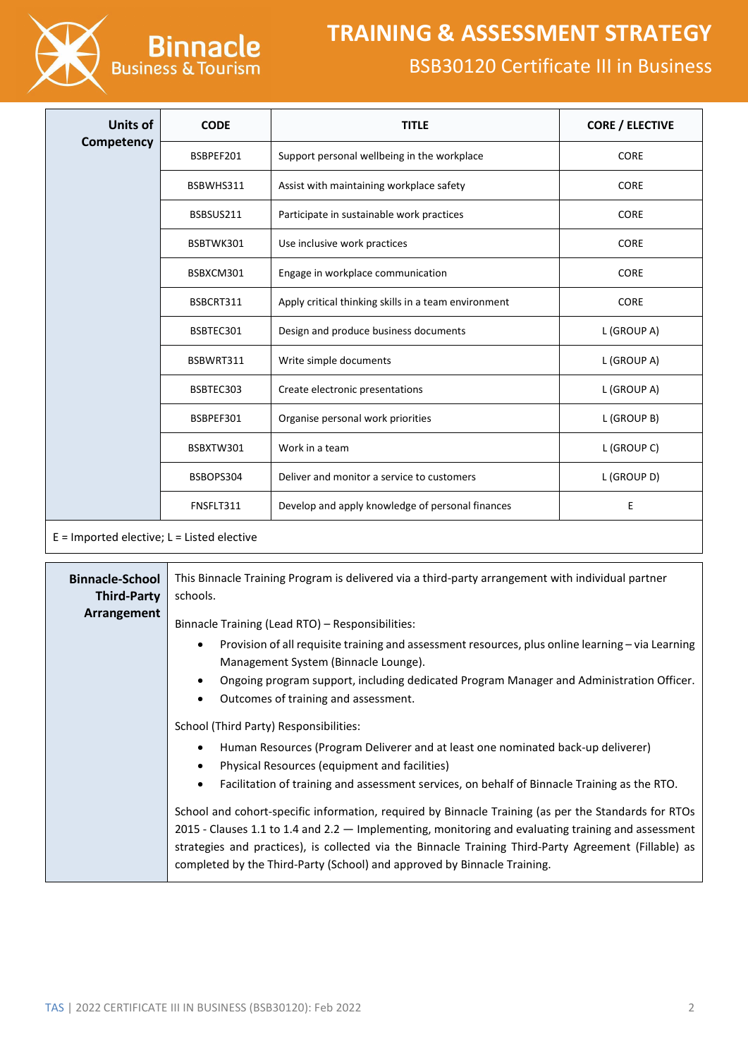| Units of Competency | CODE | TITLE | CORE / ELECTIVE |
|---|---|---|---|
| | BSBPEF201 | Support personal wellbeing in the workplace | CORE |
| | BSBWHS311 | Assist with maintaining workplace safety | CORE |
| | BSBSUS211 | Participate in sustainable work practices | CORE |
| | BSBTWK301 | Use inclusive work practices | CORE |
| | BSBXCM301 | Engage in workplace communication | CORE |
| | BSBCRT311 | Apply critical thinking skills in a team environment | CORE |
| | BSBTEC301 | Design and produce business documents | L (GROUP A) |
| | BSBWRT311 | Write simple documents | L (GROUP A) |
| | BSBTEC303 | Create electronic presentations | L (GROUP A) |
| | BSBPEF301 | Organise personal work priorities | L (GROUP B) |
| | BSBXTW301 | Work in a team | L (GROUP C) |
| | BSBOPS304 | Deliver and monitor a service to customers | L (GROUP D) |
| | FNSFLT311 | Develop and apply knowledge of personal finances | E |

E = Imported elective; L = Listed elective

**Binnacle-School Third-Party Arrangement**

This Binnacle Training Program is delivered via a third-party arrangement with individual partner schools.

Binnacle Training (Lead RTO) – Responsibilities:

- Provision of all requisite training and assessment resources, plus online learning – via Learning Management System (Binnacle Lounge).
- Ongoing program support, including dedicated Program Manager and Administration Officer.
- Outcomes of training and assessment.

School (Third Party) Responsibilities:

- Human Resources (Program Deliverer and at least one nominated back-up deliverer)
- Physical Resources (equipment and facilities)
- Facilitation of training and assessment services, on behalf of Binnacle Training as the RTO.

School and cohort-specific information, required by Binnacle Training (as per the Standards for RTOs 2015 - Clauses 1.1 to 1.4 and 2.2 — Implementing, monitoring and evaluating training and assessment strategies and practices), is collected via the Binnacle Training Third-Party Agreement (Fillable) as completed by the Third-Party (School) and approved by Binnacle Training.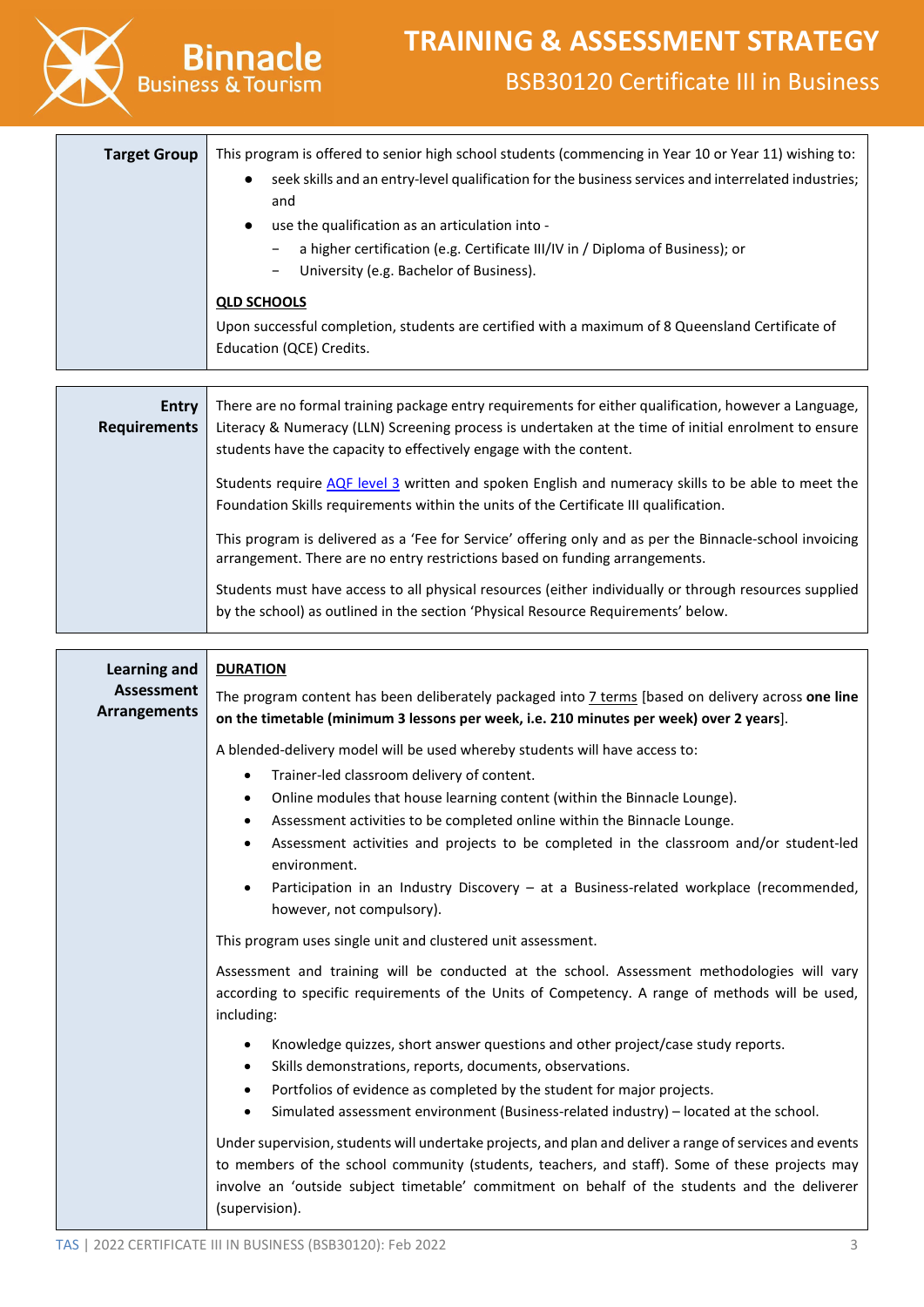| | |
|---|---|
| **Target Group** | This program is offered to senior high school students (commencing in Year 10 or Year 11) wishing to:<br>● seek skills and an entry-level qualification for the business services and interrelated industries; and<br>● use the qualification as an articulation into -<br>  − a higher certification (e.g. Certificate III/IV in / Diploma of Business); or<br>  − University (e.g. Bachelor of Business).<br><br>**QLD SCHOOLS**<br>Upon successful completion, students are certified with a maximum of 8 Queensland Certificate of Education (QCE) Credits. |

| | |
|---|---|
| **Entry Requirements** | There are no formal training package entry requirements for either qualification, however a Language, Literacy & Numeracy (LLN) Screening process is undertaken at the time of initial enrolment to ensure students have the capacity to effectively engage with the content.<br><br>Students require AQF level 3 written and spoken English and numeracy skills to be able to meet the Foundation Skills requirements within the units of the Certificate III qualification.<br><br>This program is delivered as a 'Fee for Service' offering only and as per the Binnacle-school invoicing arrangement. There are no entry restrictions based on funding arrangements.<br><br>Students must have access to all physical resources (either individually or through resources supplied by the school) as outlined in the section 'Physical Resource Requirements' below. |

| | |
|---|---|
| **Learning and Assessment Arrangements** | **DURATION**<br>The program content has been deliberately packaged into 7 terms [based on delivery across **one line on the timetable (minimum 3 lessons per week, i.e. 210 minutes per week) over 2 years**].<br><br>A blended-delivery model will be used whereby students will have access to:<br>• Trainer-led classroom delivery of content.<br>• Online modules that house learning content (within the Binnacle Lounge).<br>• Assessment activities to be completed online within the Binnacle Lounge.<br>• Assessment activities and projects to be completed in the classroom and/or student-led environment.<br>• Participation in an Industry Discovery – at a Business-related workplace (recommended, however, not compulsory).<br><br>This program uses single unit and clustered unit assessment.<br><br>Assessment and training will be conducted at the school. Assessment methodologies will vary according to specific requirements of the Units of Competency. A range of methods will be used, including:<br>• Knowledge quizzes, short answer questions and other project/case study reports.<br>• Skills demonstrations, reports, documents, observations.<br>• Portfolios of evidence as completed by the student for major projects.<br>• Simulated assessment environment (Business-related industry) – located at the school.<br><br>Under supervision, students will undertake projects, and plan and deliver a range of services and events to members of the school community (students, teachers, and staff). Some of these projects may involve an 'outside subject timetable' commitment on behalf of the students and the deliverer (supervision). |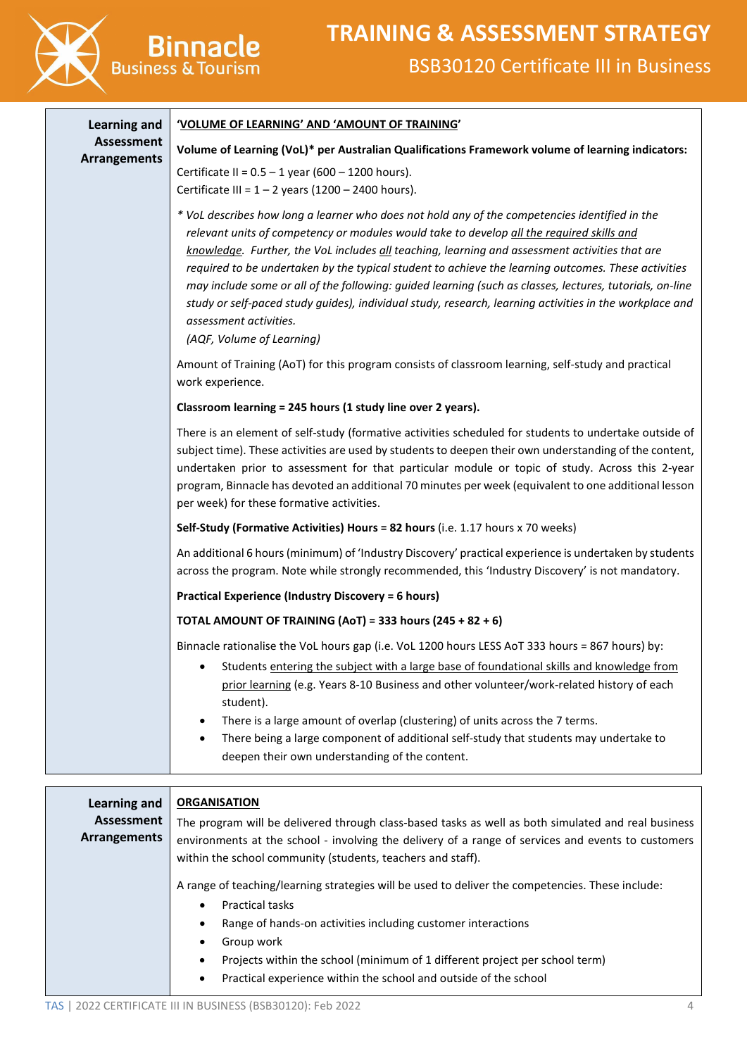| Learning and Assessment Arrangements | **'VOLUME OF LEARNING' AND 'AMOUNT OF TRAINING'**<br><br>**Volume of Learning (VoL)* per Australian Qualifications Framework volume of learning indicators:**<br><br>Certificate II = 0.5 – 1 year (600 – 1200 hours).<br>Certificate III = 1 – 2 years (1200 – 2400 hours).<br><br>*\* VoL describes how long a learner who does not hold any of the competencies identified in the relevant units of competency or modules would take to develop all the required skills and knowledge. Further, the VoL includes all teaching, learning and assessment activities that are required to be undertaken by the typical student to achieve the learning outcomes. These activities may include some or all of the following: guided learning (such as classes, lectures, tutorials, on-line study or self-paced study guides), individual study, research, learning activities in the workplace and assessment activities.*<br>*(AQF, Volume of Learning)*<br><br>Amount of Training (AoT) for this program consists of classroom learning, self-study and practical work experience.<br><br>**Classroom learning = 245 hours (1 study line over 2 years).**<br><br>There is an element of self-study (formative activities scheduled for students to undertake outside of subject time). These activities are used by students to deepen their own understanding of the content, undertaken prior to assessment for that particular module or topic of study. Across this 2-year program, Binnacle has devoted an additional 70 minutes per week (equivalent to one additional lesson per week) for these formative activities.<br><br>**Self-Study (Formative Activities) Hours = 82 hours** (i.e. 1.17 hours x 70 weeks)<br><br>An additional 6 hours (minimum) of 'Industry Discovery' practical experience is undertaken by students across the program. Note while strongly recommended, this 'Industry Discovery' is not mandatory.<br><br>**Practical Experience (Industry Discovery = 6 hours)**<br><br>**TOTAL AMOUNT OF TRAINING (AoT) = 333 hours (245 + 82 + 6)**<br><br>Binnacle rationalise the VoL hours gap (i.e. VoL 1200 hours LESS AoT 333 hours = 867 hours) by:<br>• Students entering the subject with a large base of foundational skills and knowledge from prior learning (e.g. Years 8-10 Business and other volunteer/work-related history of each student).<br>• There is a large amount of overlap (clustering) of units across the 7 terms.<br>• There being a large component of additional self-study that students may undertake to deepen their own understanding of the content. |
|---|---|

| Learning and Assessment Arrangements | **ORGANISATION**<br><br>The program will be delivered through class-based tasks as well as both simulated and real business environments at the school - involving the delivery of a range of services and events to customers within the school community (students, teachers and staff).<br><br>A range of teaching/learning strategies will be used to deliver the competencies. These include:<br>• Practical tasks<br>• Range of hands-on activities including customer interactions<br>• Group work<br>• Projects within the school (minimum of 1 different project per school term)<br>• Practical experience within the school and outside of the school |
|---|---|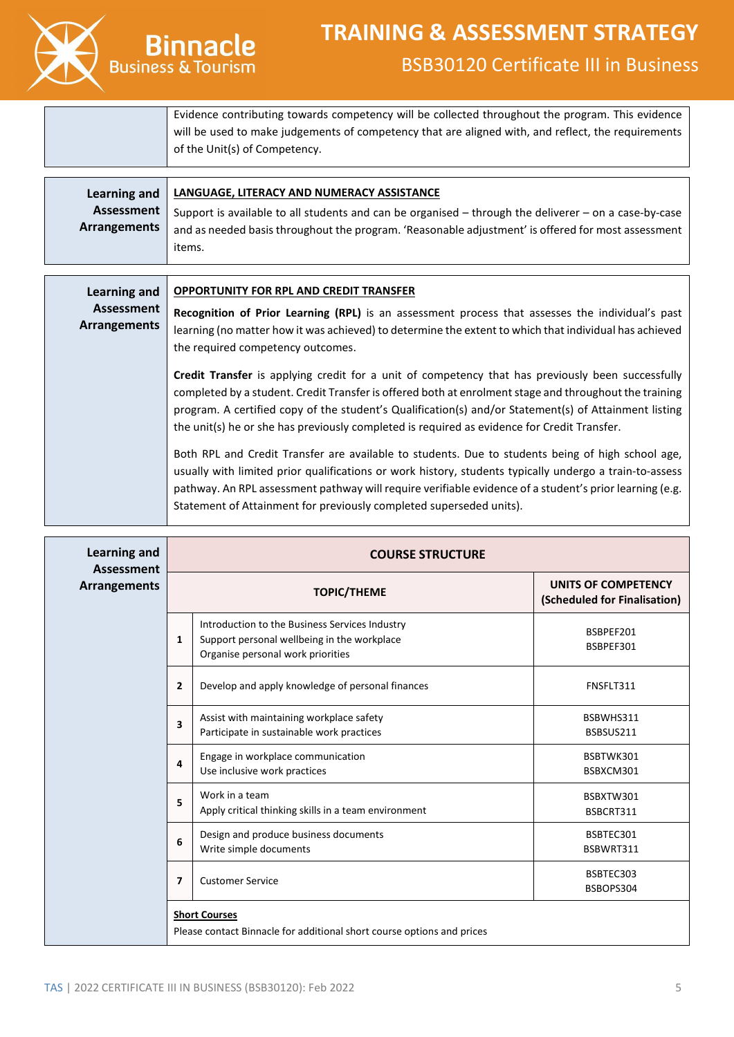Evidence contributing towards competency will be collected throughout the program. This evidence will be used to make judgements of competency that are aligned with, and reflect, the requirements of the Unit(s) of Competency.

**Learning and Assessment Arrangements**

**LANGUAGE, LITERACY AND NUMERACY ASSISTANCE**

Support is available to all students and can be organised – through the deliverer – on a case-by-case and as needed basis throughout the program. 'Reasonable adjustment' is offered for most assessment items.

**Learning and Assessment Arrangements**

**OPPORTUNITY FOR RPL AND CREDIT TRANSFER**

**Recognition of Prior Learning (RPL)** is an assessment process that assesses the individual's past learning (no matter how it was achieved) to determine the extent to which that individual has achieved the required competency outcomes.

**Credit Transfer** is applying credit for a unit of competency that has previously been successfully completed by a student. Credit Transfer is offered both at enrolment stage and throughout the training program. A certified copy of the student's Qualification(s) and/or Statement(s) of Attainment listing the unit(s) he or she has previously completed is required as evidence for Credit Transfer.

Both RPL and Credit Transfer are available to students. Due to students being of high school age, usually with limited prior qualifications or work history, students typically undergo a train-to-assess pathway. An RPL assessment pathway will require verifiable evidence of a student's prior learning (e.g. Statement of Attainment for previously completed superseded units).

**Learning and Assessment Arrangements**

**COURSE STRUCTURE**

| | TOPIC/THEME | UNITS OF COMPETENCY (Scheduled for Finalisation) |
|---|---|---|
| 1 | Introduction to the Business Services Industry<br>Support personal wellbeing in the workplace<br>Organise personal work priorities | BSBPEF201<br>BSBPEF301 |
| 2 | Develop and apply knowledge of personal finances | FNSFLT311 |
| 3 | Assist with maintaining workplace safety<br>Participate in sustainable work practices | BSBWHS311<br>BSBSUS211 |
| 4 | Engage in workplace communication<br>Use inclusive work practices | BSBTWK301<br>BSBXCM301 |
| 5 | Work in a team<br>Apply critical thinking skills in a team environment | BSBXTW301<br>BSBCRT311 |
| 6 | Design and produce business documents<br>Write simple documents | BSBTEC301<br>BSBWRT311 |
| 7 | Customer Service | BSBTEC303<br>BSBOPS304 |

**Short Courses**

Please contact Binnacle for additional short course options and prices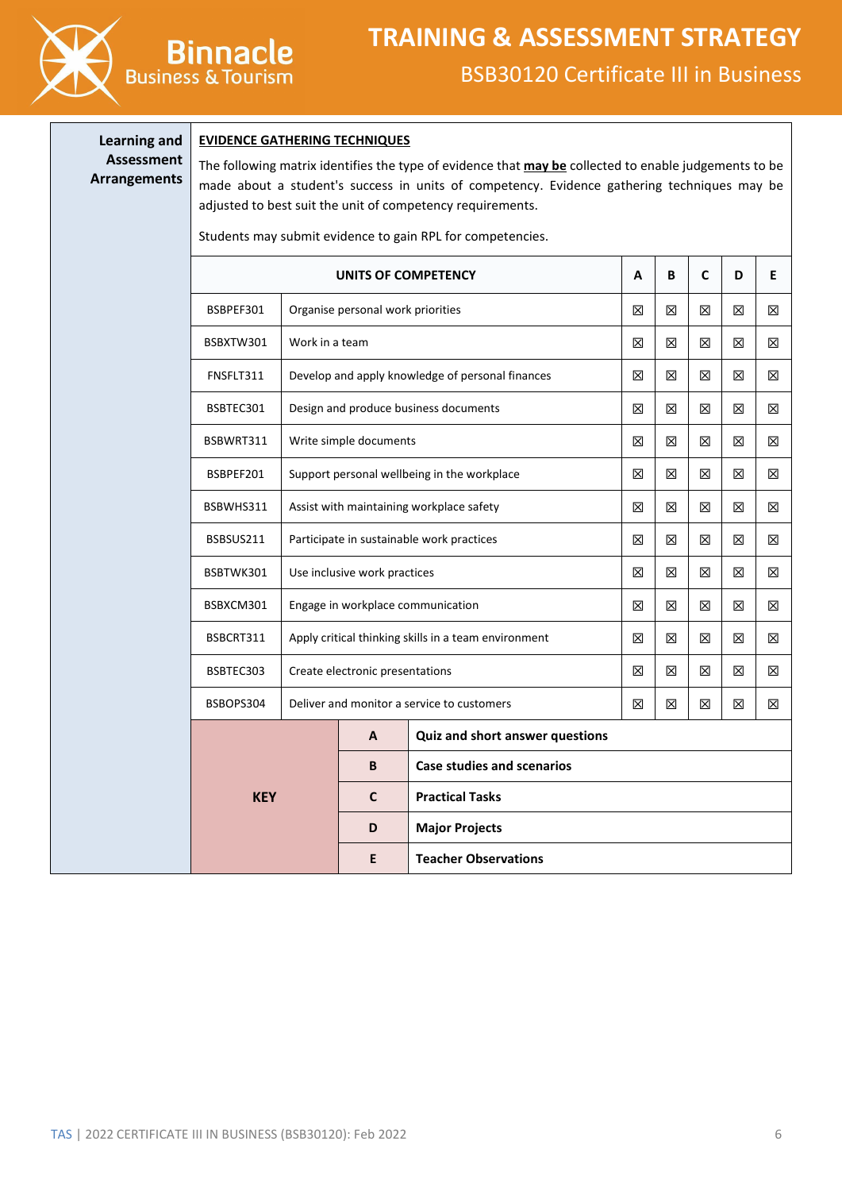**Learning and Assessment Arrangements**

**EVIDENCE GATHERING TECHNIQUES**

The following matrix identifies the type of evidence that **may be** collected to enable judgements to be made about a student's success in units of competency. Evidence gathering techniques may be adjusted to best suit the unit of competency requirements.

Students may submit evidence to gain RPL for competencies.

| UNITS OF COMPETENCY | | A | B | C | D | E |
|---|---|---|---|---|---|---|
| BSBPEF301 | Organise personal work priorities | ☒ | ☒ | ☒ | ☒ | ☒ |
| BSBXTW301 | Work in a team | ☒ | ☒ | ☒ | ☒ | ☒ |
| FNSFLT311 | Develop and apply knowledge of personal finances | ☒ | ☒ | ☒ | ☒ | ☒ |
| BSBTEC301 | Design and produce business documents | ☒ | ☒ | ☒ | ☒ | ☒ |
| BSBWRT311 | Write simple documents | ☒ | ☒ | ☒ | ☒ | ☒ |
| BSBPEF201 | Support personal wellbeing in the workplace | ☒ | ☒ | ☒ | ☒ | ☒ |
| BSBWHS311 | Assist with maintaining workplace safety | ☒ | ☒ | ☒ | ☒ | ☒ |
| BSBSUS211 | Participate in sustainable work practices | ☒ | ☒ | ☒ | ☒ | ☒ |
| BSBTWK301 | Use inclusive work practices | ☒ | ☒ | ☒ | ☒ | ☒ |
| BSBXCM301 | Engage in workplace communication | ☒ | ☒ | ☒ | ☒ | ☒ |
| BSBCRT311 | Apply critical thinking skills in a team environment | ☒ | ☒ | ☒ | ☒ | ☒ |
| BSBTEC303 | Create electronic presentations | ☒ | ☒ | ☒ | ☒ | ☒ |
| BSBOPS304 | Deliver and monitor a service to customers | ☒ | ☒ | ☒ | ☒ | ☒ |

| KEY | | |
|---|---|---|
| | A | **Quiz and short answer questions** |
| | B | **Case studies and scenarios** |
| | C | **Practical Tasks** |
| | D | **Major Projects** |
| | E | **Teacher Observations** |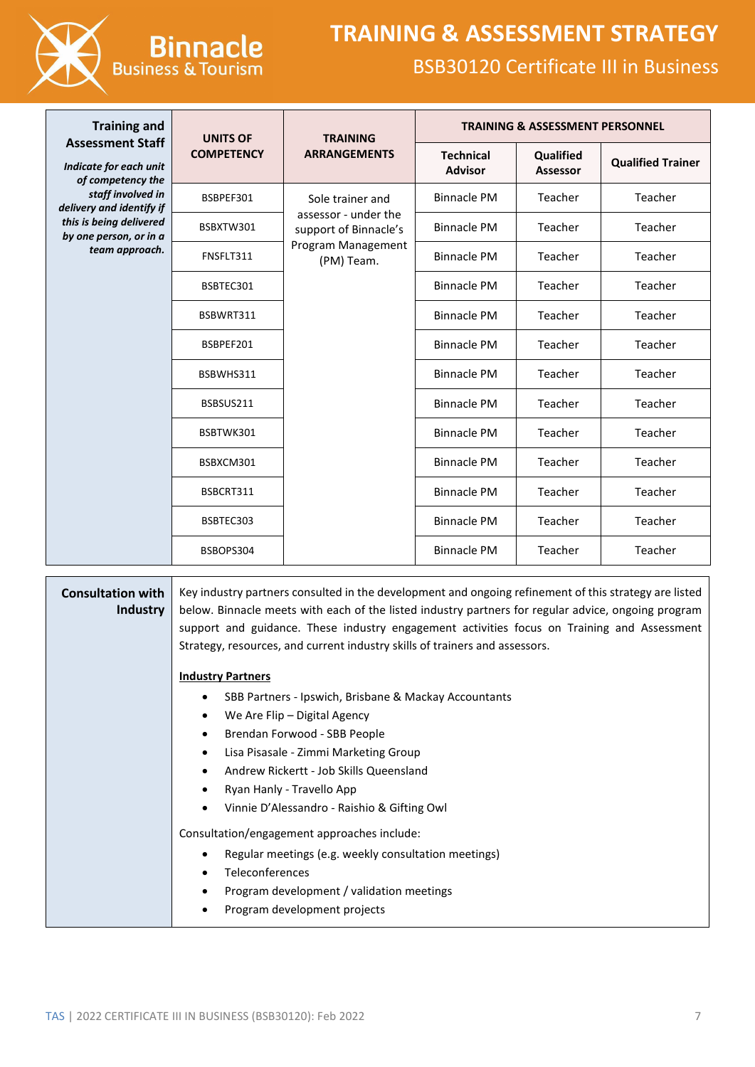| **Training and Assessment Staff** *Indicate for each unit of competency the staff involved in delivery and identify if this is being delivered by one person, or in a team approach.* | **UNITS OF COMPETENCY** | **TRAINING ARRANGEMENTS** | **TRAINING & ASSESSMENT PERSONNEL** | | |
|---|---|---|---|---|---|
| | | | **Technical Advisor** | **Qualified Assessor** | **Qualified Trainer** |
| | BSBPEF301 | Sole trainer and assessor - under the support of Binnacle's Program Management (PM) Team. | Binnacle PM | Teacher | Teacher |
| | BSBXTW301 | | Binnacle PM | Teacher | Teacher |
| | FNSFLT311 | | Binnacle PM | Teacher | Teacher |
| | BSBTEC301 | | Binnacle PM | Teacher | Teacher |
| | BSBWRT311 | | Binnacle PM | Teacher | Teacher |
| | BSBPEF201 | | Binnacle PM | Teacher | Teacher |
| | BSBWHS311 | | Binnacle PM | Teacher | Teacher |
| | BSBSUS211 | | Binnacle PM | Teacher | Teacher |
| | BSBTWK301 | | Binnacle PM | Teacher | Teacher |
| | BSBXCM301 | | Binnacle PM | Teacher | Teacher |
| | BSBCRT311 | | Binnacle PM | Teacher | Teacher |
| | BSBTEC303 | | Binnacle PM | Teacher | Teacher |
| | BSBOPS304 | | Binnacle PM | Teacher | Teacher |

**Consultation with Industry**

Key industry partners consulted in the development and ongoing refinement of this strategy are listed below. Binnacle meets with each of the listed industry partners for regular advice, ongoing program support and guidance. These industry engagement activities focus on Training and Assessment Strategy, resources, and current industry skills of trainers and assessors.

**Industry Partners**

- SBB Partners - Ipswich, Brisbane & Mackay Accountants
- We Are Flip – Digital Agency
- Brendan Forwood - SBB People
- Lisa Pisasale - Zimmi Marketing Group
- Andrew Rickertt - Job Skills Queensland
- Ryan Hanly - Travello App
- Vinnie D'Alessandro - Raishio & Gifting Owl

Consultation/engagement approaches include:

- Regular meetings (e.g. weekly consultation meetings)
- Teleconferences
- Program development / validation meetings
- Program development projects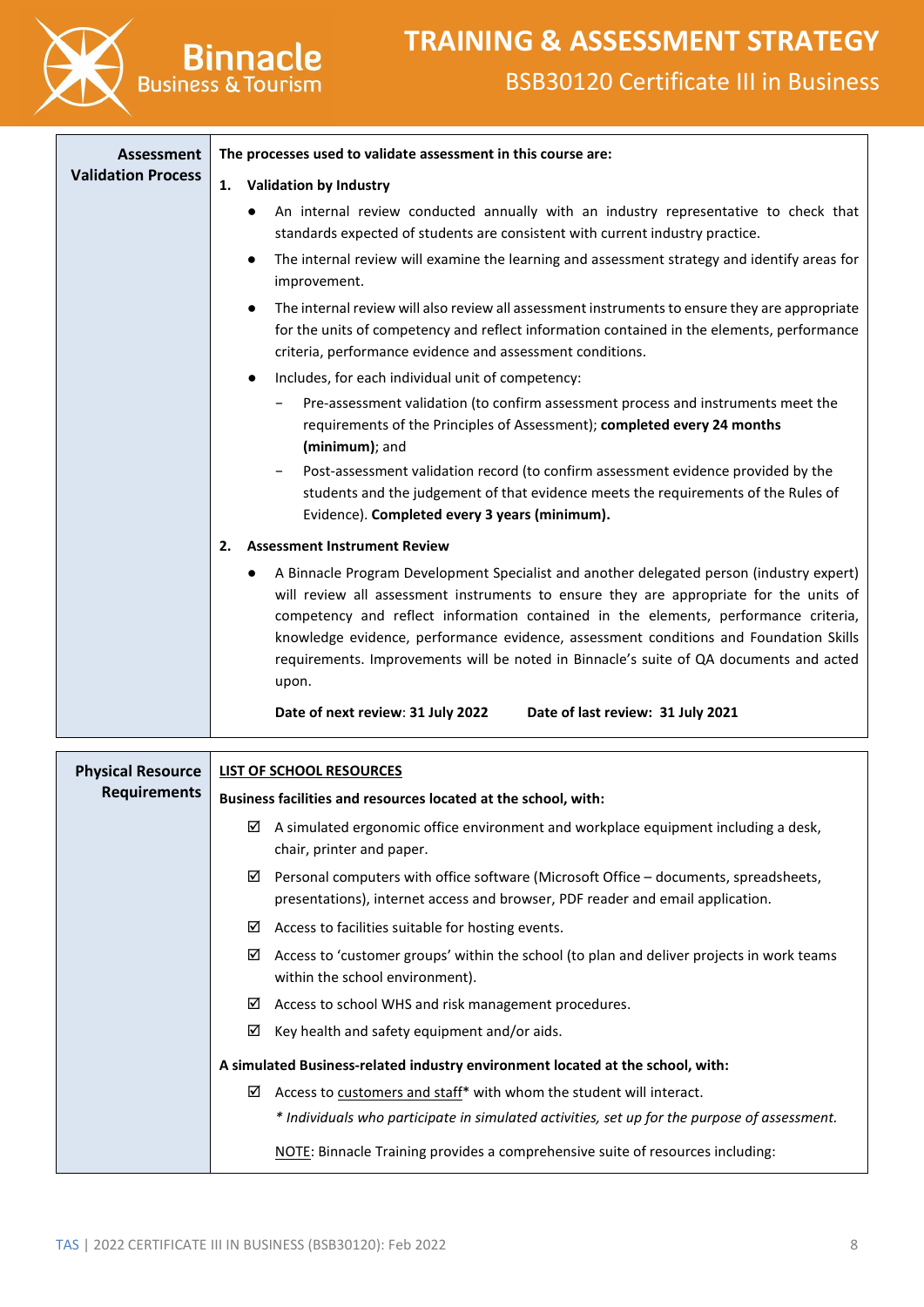| Assessment Validation Process | |
|---|---|
| | **The processes used to validate assessment in this course are:**<br><br>**1. Validation by Industry**<br><br>● An internal review conducted annually with an industry representative to check that standards expected of students are consistent with current industry practice.<br>● The internal review will examine the learning and assessment strategy and identify areas for improvement.<br>● The internal review will also review all assessment instruments to ensure they are appropriate for the units of competency and reflect information contained in the elements, performance criteria, performance evidence and assessment conditions.<br>● Includes, for each individual unit of competency:<br>&nbsp;&nbsp;– Pre-assessment validation (to confirm assessment process and instruments meet the requirements of the Principles of Assessment); **completed every 24 months (minimum)**; and<br>&nbsp;&nbsp;– Post-assessment validation record (to confirm assessment evidence provided by the students and the judgement of that evidence meets the requirements of the Rules of Evidence). **Completed every 3 years (minimum).**<br><br>**2. Assessment Instrument Review**<br><br>● A Binnacle Program Development Specialist and another delegated person (industry expert) will review all assessment instruments to ensure they are appropriate for the units of competency and reflect information contained in the elements, performance criteria, knowledge evidence, performance evidence, assessment conditions and Foundation Skills requirements. Improvements will be noted in Binnacle's suite of QA documents and acted upon.<br><br>**Date of next review**: **31 July 2022** &nbsp;&nbsp;&nbsp;&nbsp; **Date of last review: 31 July 2021** |

| Physical Resource Requirements | |
|---|---|
| | <u>**LIST OF SCHOOL RESOURCES**</u><br><br>**Business facilities and resources located at the school, with:**<br><br>☑ A simulated ergonomic office environment and workplace equipment including a desk, chair, printer and paper.<br>☑ Personal computers with office software (Microsoft Office – documents, spreadsheets, presentations), internet access and browser, PDF reader and email application.<br>☑ Access to facilities suitable for hosting events.<br>☑ Access to 'customer groups' within the school (to plan and deliver projects in work teams within the school environment).<br>☑ Access to school WHS and risk management procedures.<br>☑ Key health and safety equipment and/or aids.<br><br>**A simulated Business-related industry environment located at the school, with:**<br><br>☑ Access to <u>customers and staff</u>* with whom the student will interact.<br>*\* Individuals who participate in simulated activities, set up for the purpose of assessment.*<br><br><u>NOTE</u>: Binnacle Training provides a comprehensive suite of resources including: |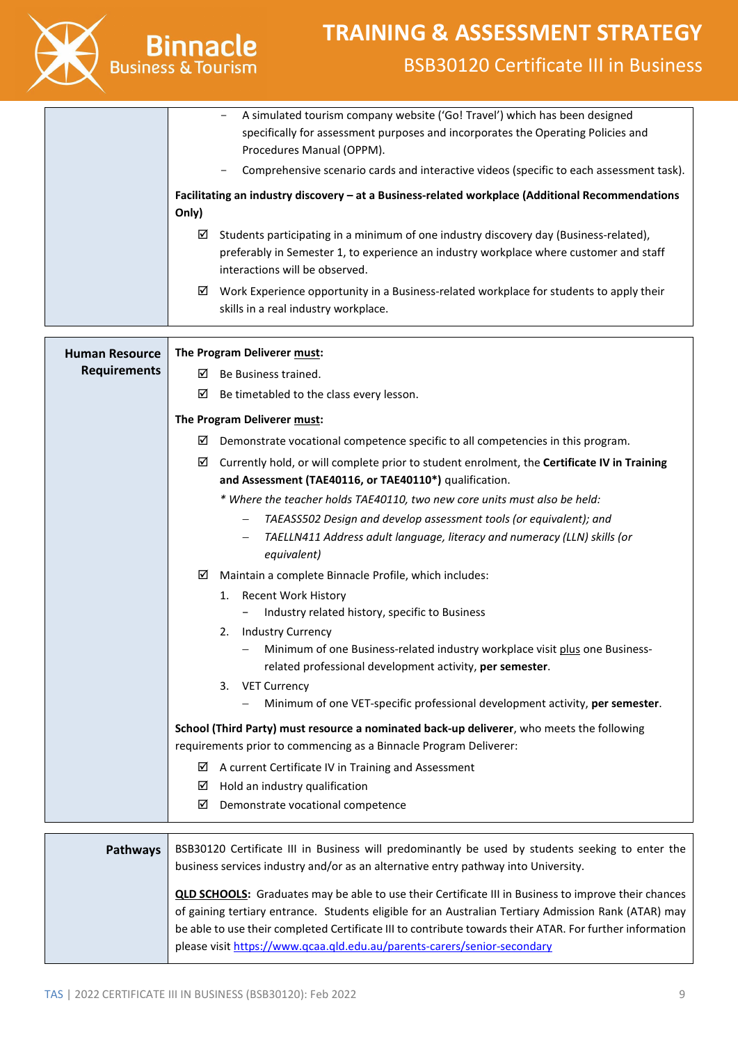| | |
|---|---|
| | – A simulated tourism company website ('Go! Travel') which has been designed specifically for assessment purposes and incorporates the Operating Policies and Procedures Manual (OPPM).<br>– Comprehensive scenario cards and interactive videos (specific to each assessment task).<br><br>**Facilitating an industry discovery – at a Business-related workplace (Additional Recommendations Only)**<br><br>☑ Students participating in a minimum of one industry discovery day (Business-related), preferably in Semester 1, to experience an industry workplace where customer and staff interactions will be observed.<br>☑ Work Experience opportunity in a Business-related workplace for students to apply their skills in a real industry workplace. |

| | |
|---|---|
| **Human Resource Requirements** | **The Program Deliverer must:**<br>☑ Be Business trained.<br>☑ Be timetabled to the class every lesson.<br><br>**The Program Deliverer must:**<br>☑ Demonstrate vocational competence specific to all competencies in this program.<br>☑ Currently hold, or will complete prior to student enrolment, the **Certificate IV in Training and Assessment (TAE40116, or TAE40110*)** qualification.<br>*\* Where the teacher holds TAE40110, two new core units must also be held:*<br>– *TAEASS502 Design and develop assessment tools (or equivalent); and*<br>– *TAELLN411 Address adult language, literacy and numeracy (LLN) skills (or equivalent)*<br>☑ Maintain a complete Binnacle Profile, which includes:<br>1. Recent Work History<br>– Industry related history, specific to Business<br>2. Industry Currency<br>– Minimum of one Business-related industry workplace visit plus one Business-related professional development activity, **per semester**.<br>3. VET Currency<br>– Minimum of one VET-specific professional development activity, **per semester**.<br><br>**School (Third Party) must resource a nominated back-up deliverer**, who meets the following requirements prior to commencing as a Binnacle Program Deliverer:<br>☑ A current Certificate IV in Training and Assessment<br>☑ Hold an industry qualification<br>☑ Demonstrate vocational competence |

| | |
|---|---|
| **Pathways** | BSB30120 Certificate III in Business will predominantly be used by students seeking to enter the business services industry and/or as an alternative entry pathway into University.<br><br>**QLD SCHOOLS:** Graduates may be able to use their Certificate III in Business to improve their chances of gaining tertiary entrance. Students eligible for an Australian Tertiary Admission Rank (ATAR) may be able to use their completed Certificate III to contribute towards their ATAR. For further information please visit https://www.qcaa.qld.edu.au/parents-carers/senior-secondary |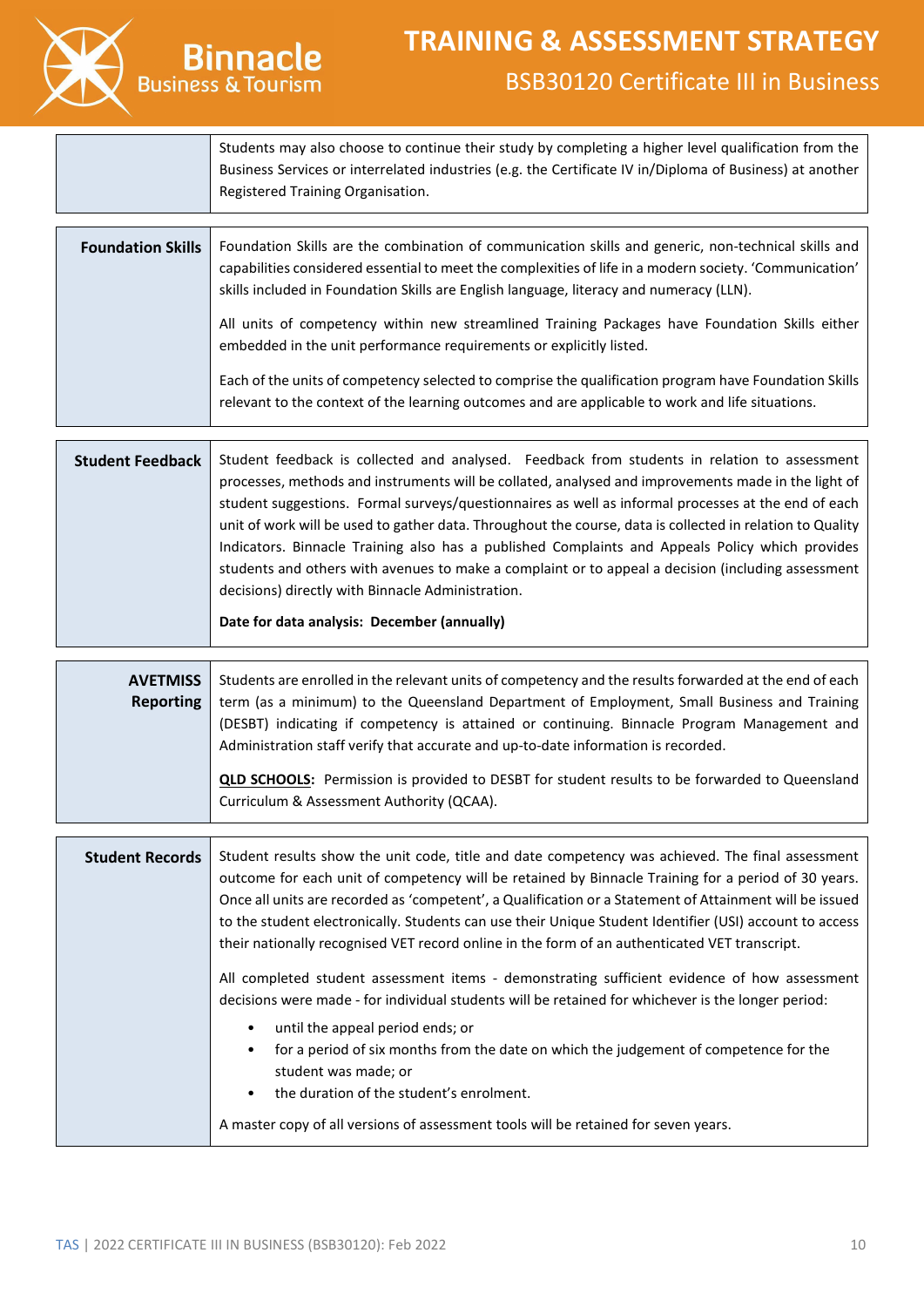| | |
|---|---|
| | Students may also choose to continue their study by completing a higher level qualification from the Business Services or interrelated industries (e.g. the Certificate IV in/Diploma of Business) at another Registered Training Organisation. |

| | |
|---|---|
| **Foundation Skills** | Foundation Skills are the combination of communication skills and generic, non-technical skills and capabilities considered essential to meet the complexities of life in a modern society. 'Communication' skills included in Foundation Skills are English language, literacy and numeracy (LLN).<br><br>All units of competency within new streamlined Training Packages have Foundation Skills either embedded in the unit performance requirements or explicitly listed.<br><br>Each of the units of competency selected to comprise the qualification program have Foundation Skills relevant to the context of the learning outcomes and are applicable to work and life situations. |

| | |
|---|---|
| **Student Feedback** | Student feedback is collected and analysed. Feedback from students in relation to assessment processes, methods and instruments will be collated, analysed and improvements made in the light of student suggestions. Formal surveys/questionnaires as well as informal processes at the end of each unit of work will be used to gather data. Throughout the course, data is collected in relation to Quality Indicators. Binnacle Training also has a published Complaints and Appeals Policy which provides students and others with avenues to make a complaint or to appeal a decision (including assessment decisions) directly with Binnacle Administration.<br><br>**Date for data analysis: December (annually)** |

| | |
|---|---|
| **AVETMISS Reporting** | Students are enrolled in the relevant units of competency and the results forwarded at the end of each term (as a minimum) to the Queensland Department of Employment, Small Business and Training (DESBT) indicating if competency is attained or continuing. Binnacle Program Management and Administration staff verify that accurate and up-to-date information is recorded.<br><br>**QLD SCHOOLS:** Permission is provided to DESBT for student results to be forwarded to Queensland Curriculum & Assessment Authority (QCAA). |

| | |
|---|---|
| **Student Records** | Student results show the unit code, title and date competency was achieved. The final assessment outcome for each unit of competency will be retained by Binnacle Training for a period of 30 years. Once all units are recorded as 'competent', a Qualification or a Statement of Attainment will be issued to the student electronically. Students can use their Unique Student Identifier (USI) account to access their nationally recognised VET record online in the form of an authenticated VET transcript.<br><br>All completed student assessment items - demonstrating sufficient evidence of how assessment decisions were made - for individual students will be retained for whichever is the longer period:<br>• until the appeal period ends; or<br>• for a period of six months from the date on which the judgement of competence for the student was made; or<br>• the duration of the student's enrolment.<br><br>A master copy of all versions of assessment tools will be retained for seven years. |